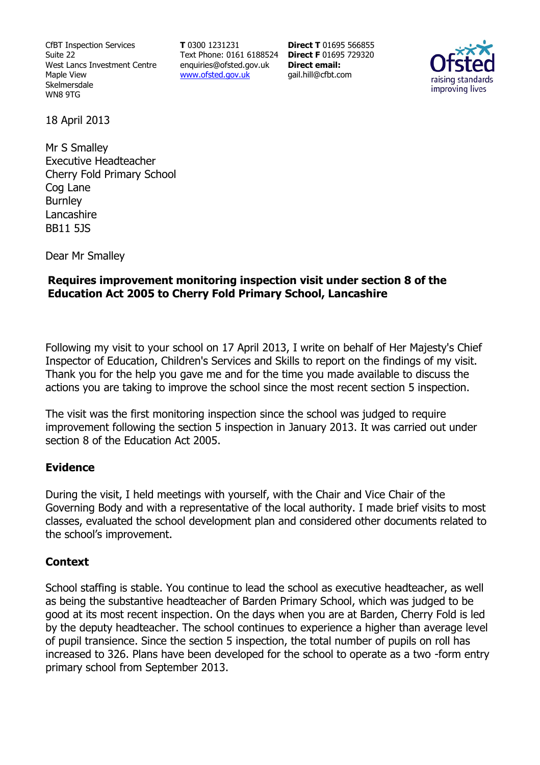CfBT Inspection Services
Suite 22
West Lancs Investment Centre
Maple View
Skelmersdale
WN8 9TG

**T** 0300 1231231
Text Phone: 0161 6188524
enquiries@ofsted.gov.uk
www.ofsted.gov.uk

**Direct T** 01695 566855
**Direct F** 01695 729320
**Direct email:**
gail.hill@cfbt.com

18 April 2013

Mr S Smalley
Executive Headteacher
Cherry Fold Primary School
Cog Lane
Burnley
Lancashire
BB11 5JS

Dear Mr Smalley

**Requires improvement monitoring inspection visit under section 8 of the Education Act 2005 to Cherry Fold Primary School, Lancashire**

Following my visit to your school on 17 April 2013, I write on behalf of Her Majesty's Chief Inspector of Education, Children's Services and Skills to report on the findings of my visit. Thank you for the help you gave me and for the time you made available to discuss the actions you are taking to improve the school since the most recent section 5 inspection.

The visit was the first monitoring inspection since the school was judged to require improvement following the section 5 inspection in January 2013. It was carried out under section 8 of the Education Act 2005.

## Evidence

During the visit, I held meetings with yourself, with the Chair and Vice Chair of the Governing Body and with a representative of the local authority. I made brief visits to most classes, evaluated the school development plan and considered other documents related to the school's improvement.

## Context

School staffing is stable. You continue to lead the school as executive headteacher, as well as being the substantive headteacher of Barden Primary School, which was judged to be good at its most recent inspection. On the days when you are at Barden, Cherry Fold is led by the deputy headteacher. The school continues to experience a higher than average level of pupil transience. Since the section 5 inspection, the total number of pupils on roll has increased to 326. Plans have been developed for the school to operate as a two -form entry primary school from September 2013.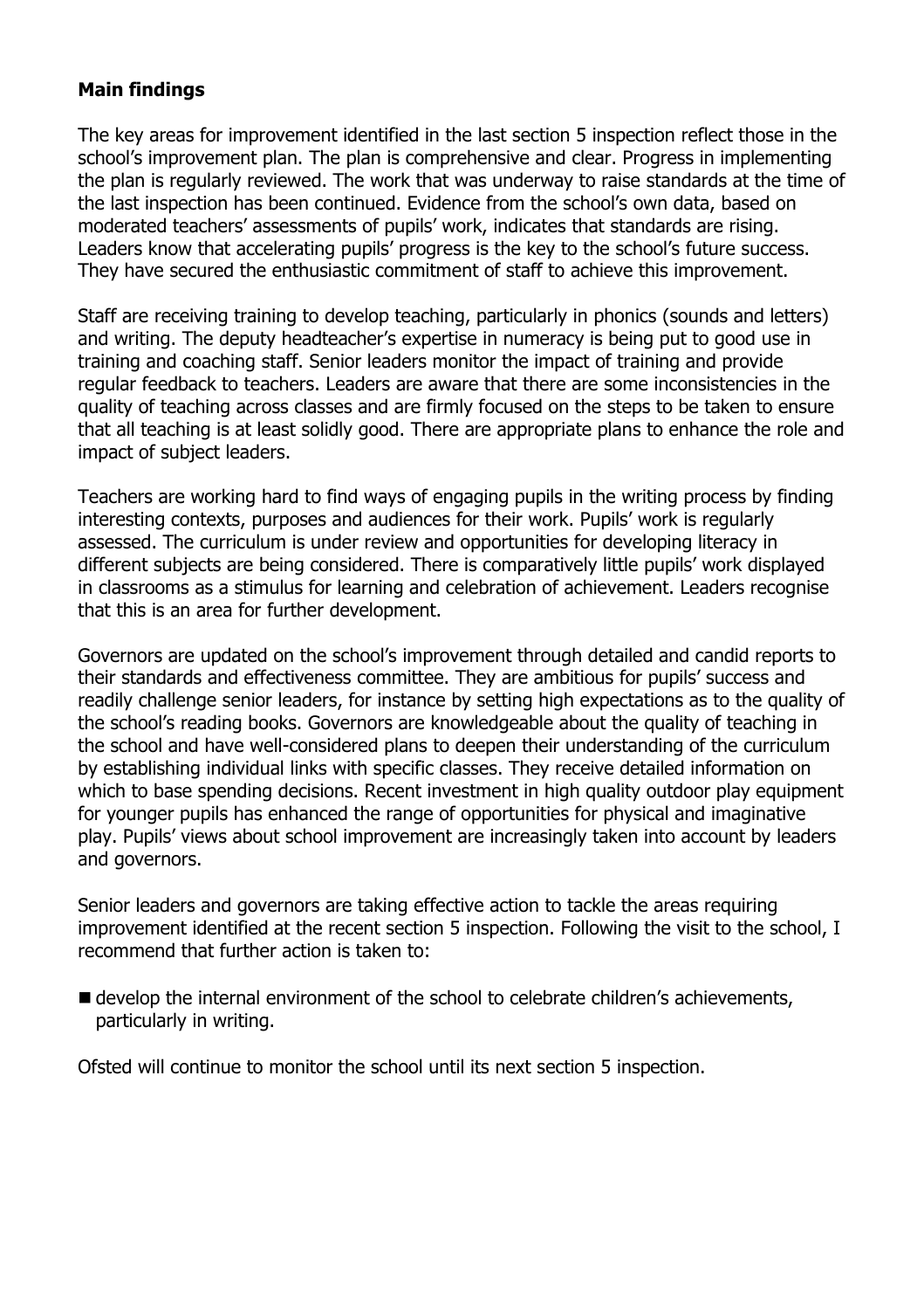**Main findings**

The key areas for improvement identified in the last section 5 inspection reflect those in the school's improvement plan. The plan is comprehensive and clear. Progress in implementing the plan is regularly reviewed. The work that was underway to raise standards at the time of the last inspection has been continued. Evidence from the school's own data, based on moderated teachers' assessments of pupils' work, indicates that standards are rising. Leaders know that accelerating pupils' progress is the key to the school's future success. They have secured the enthusiastic commitment of staff to achieve this improvement.

Staff are receiving training to develop teaching, particularly in phonics (sounds and letters) and writing. The deputy headteacher's expertise in numeracy is being put to good use in training and coaching staff. Senior leaders monitor the impact of training and provide regular feedback to teachers. Leaders are aware that there are some inconsistencies in the quality of teaching across classes and are firmly focused on the steps to be taken to ensure that all teaching is at least solidly good. There are appropriate plans to enhance the role and impact of subject leaders.

Teachers are working hard to find ways of engaging pupils in the writing process by finding interesting contexts, purposes and audiences for their work. Pupils' work is regularly assessed. The curriculum is under review and opportunities for developing literacy in different subjects are being considered. There is comparatively little pupils' work displayed in classrooms as a stimulus for learning and celebration of achievement. Leaders recognise that this is an area for further development.

Governors are updated on the school's improvement through detailed and candid reports to their standards and effectiveness committee. They are ambitious for pupils' success and readily challenge senior leaders, for instance by setting high expectations as to the quality of the school's reading books. Governors are knowledgeable about the quality of teaching in the school and have well-considered plans to deepen their understanding of the curriculum by establishing individual links with specific classes. They receive detailed information on which to base spending decisions. Recent investment in high quality outdoor play equipment for younger pupils has enhanced the range of opportunities for physical and imaginative play. Pupils' views about school improvement are increasingly taken into account by leaders and governors.

Senior leaders and governors are taking effective action to tackle the areas requiring improvement identified at the recent section 5 inspection. Following the visit to the school, I recommend that further action is taken to:

- develop the internal environment of the school to celebrate children's achievements, particularly in writing.

Ofsted will continue to monitor the school until its next section 5 inspection.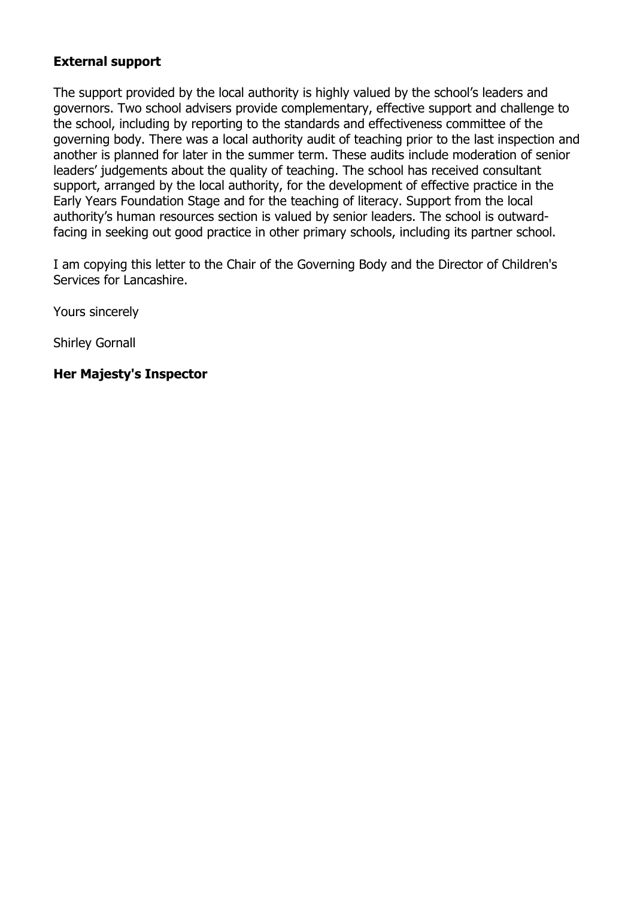## External support

The support provided by the local authority is highly valued by the school's leaders and governors. Two school advisers provide complementary, effective support and challenge to the school, including by reporting to the standards and effectiveness committee of the governing body. There was a local authority audit of teaching prior to the last inspection and another is planned for later in the summer term. These audits include moderation of senior leaders' judgements about the quality of teaching. The school has received consultant support, arranged by the local authority, for the development of effective practice in the Early Years Foundation Stage and for the teaching of literacy. Support from the local authority's human resources section is valued by senior leaders. The school is outward-facing in seeking out good practice in other primary schools, including its partner school.

I am copying this letter to the Chair of the Governing Body and the Director of Children's Services for Lancashire.

Yours sincerely

Shirley Gornall

**Her Majesty's Inspector**